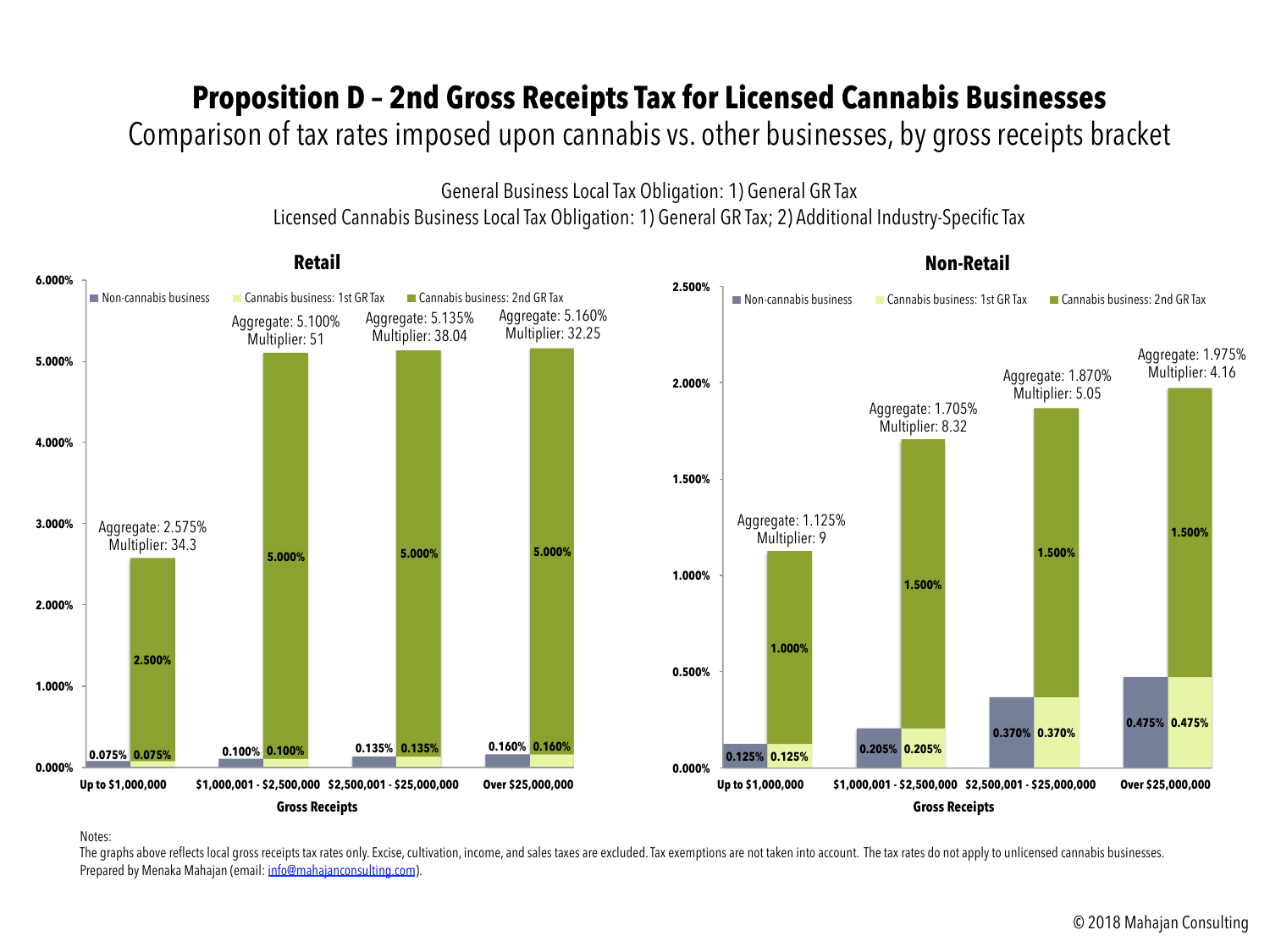# Proposition D – 2nd Gross Receipts Tax for Licensed Cannabis Businesses

Comparison of tax rates imposed upon cannabis vs. other businesses, by gross receipts bracket

General Business Local Tax Obligation: 1) General GR Tax

Licensed Cannabis Business Local Tax Obligation: 1) General GR Tax; 2) Additional Industry-Specific Tax

## Retail

| Gross Receipts | Non-cannabis business | Cannabis business: 1st GR Tax | Cannabis business: 2nd GR Tax | Aggregate | Multiplier |
|---|---|---|---|---|---|
| Up to $1,000,000 | 0.075% | 0.075% | 2.500% | 2.575% | 34.3 |
| $1,000,001 - $2,500,000 | 0.100% | 0.100% | 5.000% | 5.100% | 51 |
| $2,500,001 - $25,000,000 | 0.135% | 0.135% | 5.000% | 5.135% | 38.04 |
| Over $25,000,000 | 0.160% | 0.160% | 5.000% | 5.160% | 32.25 |

## Non-Retail

| Gross Receipts | Non-cannabis business | Cannabis business: 1st GR Tax | Cannabis business: 2nd GR Tax | Aggregate | Multiplier |
|---|---|---|---|---|---|
| Up to $1,000,000 | 0.125% | 0.125% | 1.000% | 1.125% | 9 |
| $1,000,001 - $2,500,000 | 0.205% | 0.205% | 1.500% | 1.705% | 8.32 |
| $2,500,001 - $25,000,000 | 0.370% | 0.370% | 1.500% | 1.870% | 5.05 |
| Over $25,000,000 | 0.475% | 0.475% | 1.500% | 1.975% | 4.16 |

Notes:

The graphs above reflects local gross receipts tax rates only. Excise, cultivation, income, and sales taxes are excluded. Tax exemptions are not taken into account. The tax rates do not apply to unlicensed cannabis businesses.

Prepared by Menaka Mahajan (email: info@mahajanconsulting.com).

© 2018 Mahajan Consulting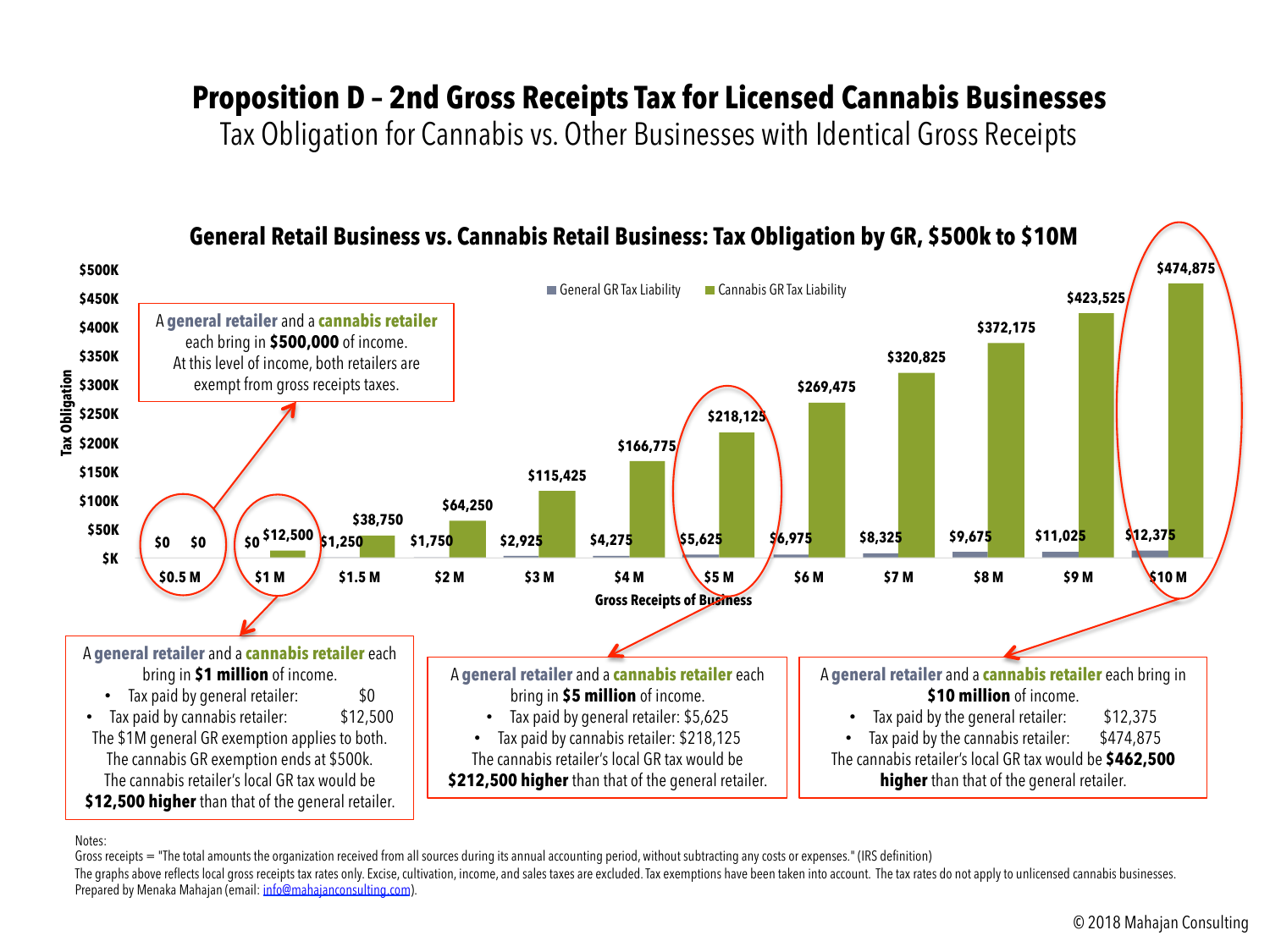# Proposition D – 2nd Gross Receipts Tax for Licensed Cannabis Businesses

Tax Obligation for Cannabis vs. Other Businesses with Identical Gross Receipts

## General Retail Business vs. Cannabis Retail Business: Tax Obligation by GR, $500k to $10M

| Gross Receipts of Business | General GR Tax Liability | Cannabis GR Tax Liability |
|---|---|---|
| $0.5 M | $0 | $0 |
| $1 M | $0 | $12,500 |
| $1.5 M | $1,250 | $38,750 |
| $2 M | $1,750 | $64,250 |
| $3 M | $2,925 | $115,425 |
| $4 M | $4,275 | $166,775 |
| $5 M | $5,625 | $218,125 |
| $6 M | $6,975 | $269,475 |
| $7 M | $8,325 | $320,825 |
| $8 M | $9,675 | $372,175 |
| $9 M | $11,025 | $423,525 |
| $10 M | $12,375 | $474,875 |

A **general retailer** and a **cannabis retailer** each bring in **$500,000** of income. At this level of income, both retailers are exempt from gross receipts taxes.

A **general retailer** and a **cannabis retailer** each bring in **$1 million** of income.

- Tax paid by general retailer: $0
- Tax paid by cannabis retailer: $12,500

The $1M general GR exemption applies to both. The cannabis GR exemption ends at $500k. The cannabis retailer's local GR tax would be **$12,500 higher** than that of the general retailer.

A **general retailer** and a **cannabis retailer** each bring in **$5 million** of income.

- Tax paid by general retailer: $5,625
- Tax paid by cannabis retailer: $218,125

The cannabis retailer's local GR tax would be **$212,500 higher** than that of the general retailer.

A **general retailer** and a **cannabis retailer** each bring in **$10 million** of income.

- Tax paid by the general retailer: $12,375
- Tax paid by the cannabis retailer: $474,875

The cannabis retailer's local GR tax would be **$462,500 higher** than that of the general retailer.

Notes:
Gross receipts = "The total amounts the organization received from all sources during its annual accounting period, without subtracting any costs or expenses." (IRS definition)
The graphs above reflects local gross receipts tax rates only. Excise, cultivation, income, and sales taxes are excluded. Tax exemptions have been taken into account. The tax rates do not apply to unlicensed cannabis businesses.
Prepared by Menaka Mahajan (email: info@mahajanconsulting.com).

© 2018 Mahajan Consulting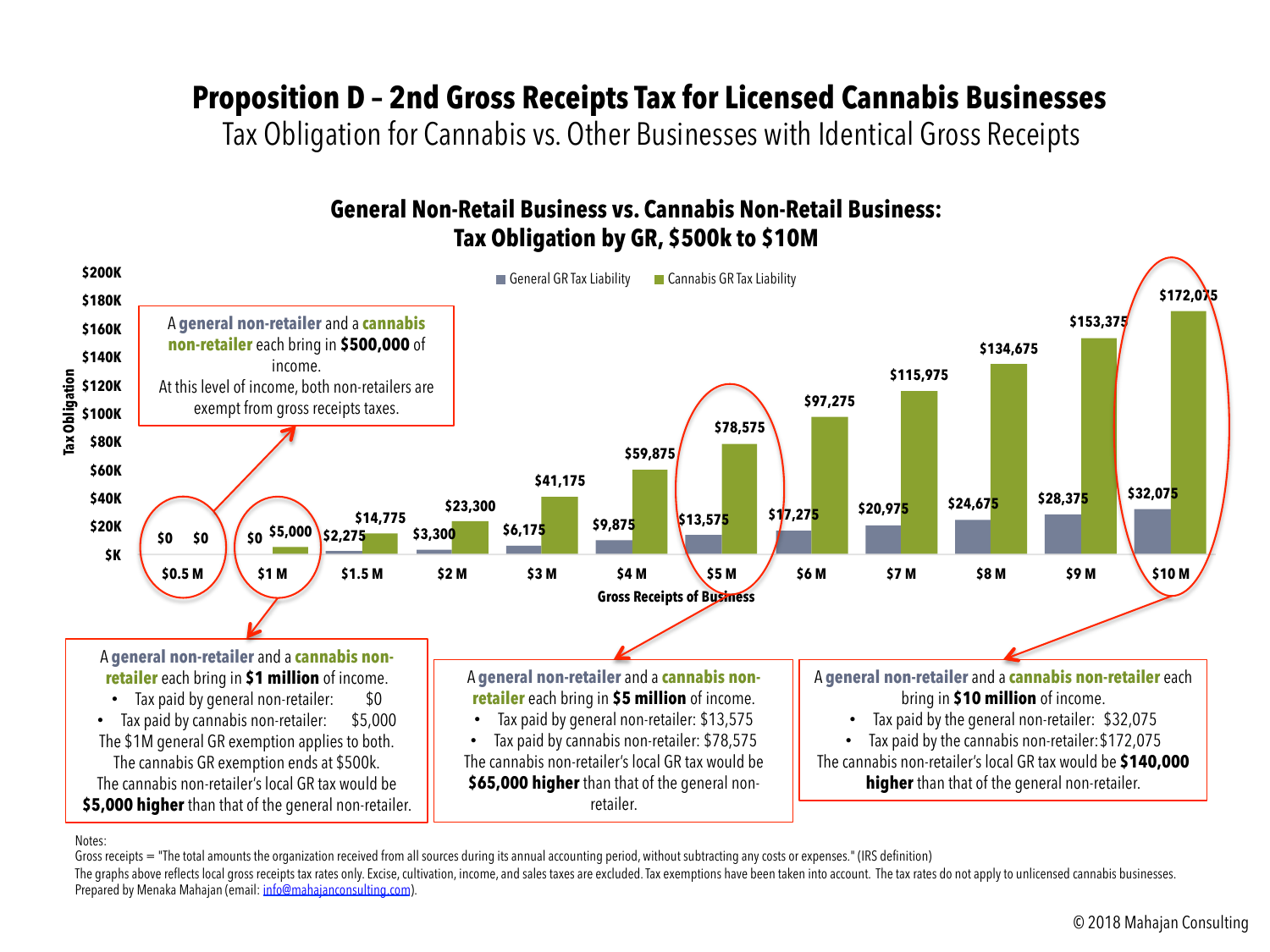# Proposition D – 2nd Gross Receipts Tax for Licensed Cannabis Businesses

Tax Obligation for Cannabis vs. Other Businesses with Identical Gross Receipts

## General Non-Retail Business vs. Cannabis Non-Retail Business: Tax Obligation by GR, $500k to $10M

General GR Tax Liability
Cannabis GR Tax Liability

Tax Obligation

$200K
$180K
$160K
$140K
$120K
$100K
$80K
$60K
$40K
$20K
$K

$0.5 M: $0 / $0
$1 M: $0 / $5,000
$1.5 M: $2,275 / $14,775
$2 M: $3,300 / $23,300
$3 M: $6,175 / $41,175
$4 M: $9,875 / $59,875
$5 M: $13,575 / $78,575
$6 M: $17,275 / $97,275
$7 M: $20,975 / $115,975
$8 M: $24,675 / $134,675
$9 M: $28,375 / $153,375
$10 M: $32,075 / $172,075

Gross Receipts of Business

A **general non-retailer** and a **cannabis non-retailer** each bring in **$500,000** of income.
At this level of income, both non-retailers are exempt from gross receipts taxes.

A **general non-retailer** and a **cannabis non-retailer** each bring in **$1 million** of income.

- Tax paid by general non-retailer: $0
- Tax paid by cannabis non-retailer: $5,000

The $1M general GR exemption applies to both.
The cannabis GR exemption ends at $500k.
The cannabis non-retailer's local GR tax would be **$5,000 higher** than that of the general non-retailer.

A **general non-retailer** and a **cannabis non-retailer** each bring in **$5 million** of income.

- Tax paid by general non-retailer: $13,575
- Tax paid by cannabis non-retailer: $78,575

The cannabis non-retailer's local GR tax would be **$65,000 higher** than that of the general non-retailer.

A **general non-retailer** and a **cannabis non-retailer** each bring in **$10 million** of income.

- Tax paid by the general non-retailer: $32,075
- Tax paid by the cannabis non-retailer: $172,075

The cannabis non-retailer's local GR tax would be **$140,000 higher** than that of the general non-retailer.

Notes:
Gross receipts = "The total amounts the organization received from all sources during its annual accounting period, without subtracting any costs or expenses." (IRS definition)
The graphs above reflects local gross receipts tax rates only. Excise, cultivation, income, and sales taxes are excluded. Tax exemptions have been taken into account. The tax rates do not apply to unlicensed cannabis businesses.
Prepared by Menaka Mahajan (email: info@mahajanconsulting.com).

© 2018 Mahajan Consulting